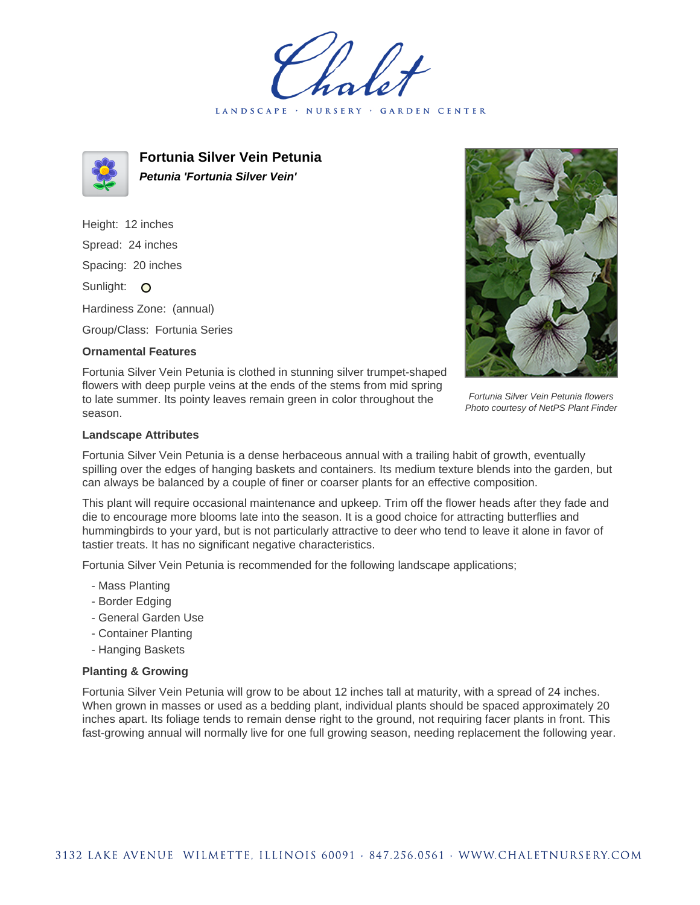Chalet

LANDSCAPE · NURSERY · GARDEN CENTER

# Fortunia Silver Vein Petunia

***Petunia 'Fortunia Silver Vein'***

Height: 12 inches

Spread: 24 inches

Spacing: 20 inches

Sunlight: O

Hardiness Zone: (annual)

Group/Class: Fortunia Series

### Ornamental Features

Fortunia Silver Vein Petunia is clothed in stunning silver trumpet-shaped flowers with deep purple veins at the ends of the stems from mid spring to late summer. Its pointy leaves remain green in color throughout the season.

*Fortunia Silver Vein Petunia flowers*
*Photo courtesy of NetPS Plant Finder*

### Landscape Attributes

Fortunia Silver Vein Petunia is a dense herbaceous annual with a trailing habit of growth, eventually spilling over the edges of hanging baskets and containers. Its medium texture blends into the garden, but can always be balanced by a couple of finer or coarser plants for an effective composition.

This plant will require occasional maintenance and upkeep. Trim off the flower heads after they fade and die to encourage more blooms late into the season. It is a good choice for attracting butterflies and hummingbirds to your yard, but is not particularly attractive to deer who tend to leave it alone in favor of tastier treats. It has no significant negative characteristics.

Fortunia Silver Vein Petunia is recommended for the following landscape applications;

- Mass Planting
- Border Edging
- General Garden Use
- Container Planting
- Hanging Baskets

### Planting & Growing

Fortunia Silver Vein Petunia will grow to be about 12 inches tall at maturity, with a spread of 24 inches. When grown in masses or used as a bedding plant, individual plants should be spaced approximately 20 inches apart. Its foliage tends to remain dense right to the ground, not requiring facer plants in front. This fast-growing annual will normally live for one full growing season, needing replacement the following year.

3132 LAKE AVENUE WILMETTE, ILLINOIS 60091 · 847.256.0561 · WWW.CHALETNURSERY.COM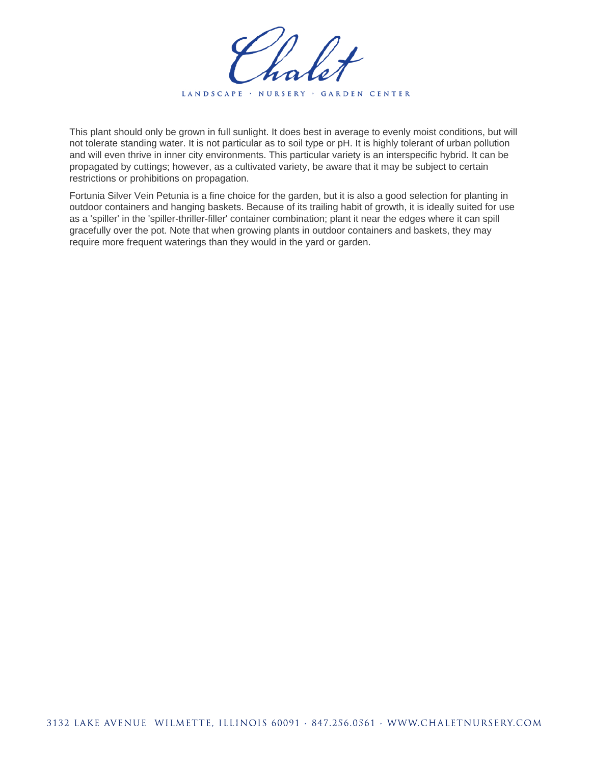This plant should only be grown in full sunlight. It does best in average to evenly moist conditions, but will not tolerate standing water. It is not particular as to soil type or pH. It is highly tolerant of urban pollution and will even thrive in inner city environments. This particular variety is an interspecific hybrid. It can be propagated by cuttings; however, as a cultivated variety, be aware that it may be subject to certain restrictions or prohibitions on propagation.

Fortunia Silver Vein Petunia is a fine choice for the garden, but it is also a good selection for planting in outdoor containers and hanging baskets. Because of its trailing habit of growth, it is ideally suited for use as a 'spiller' in the 'spiller-thriller-filler' container combination; plant it near the edges where it can spill gracefully over the pot. Note that when growing plants in outdoor containers and baskets, they may require more frequent waterings than they would in the yard or garden.